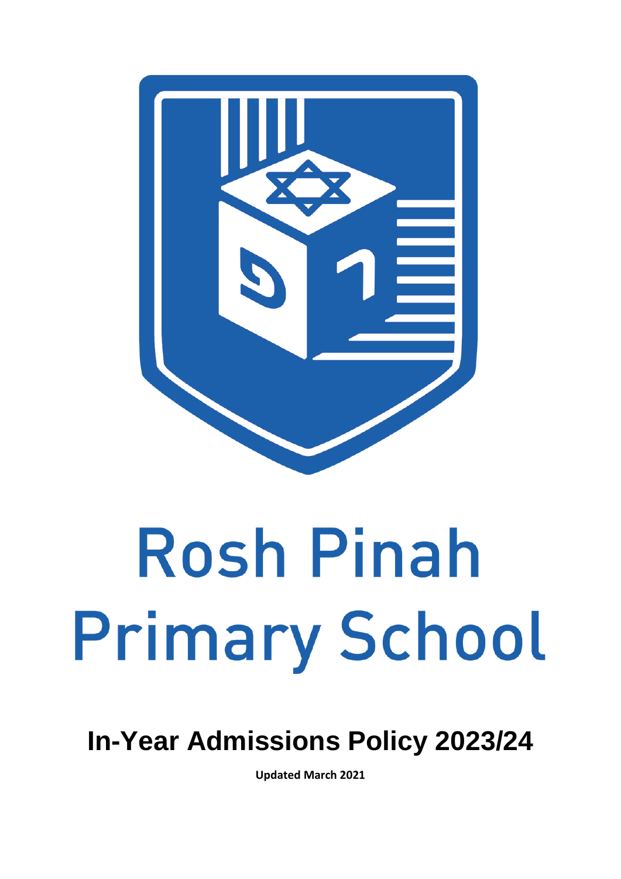# Rosh Pinah Primary School

## In-Year Admissions Policy 2023/24

**Updated March 2021**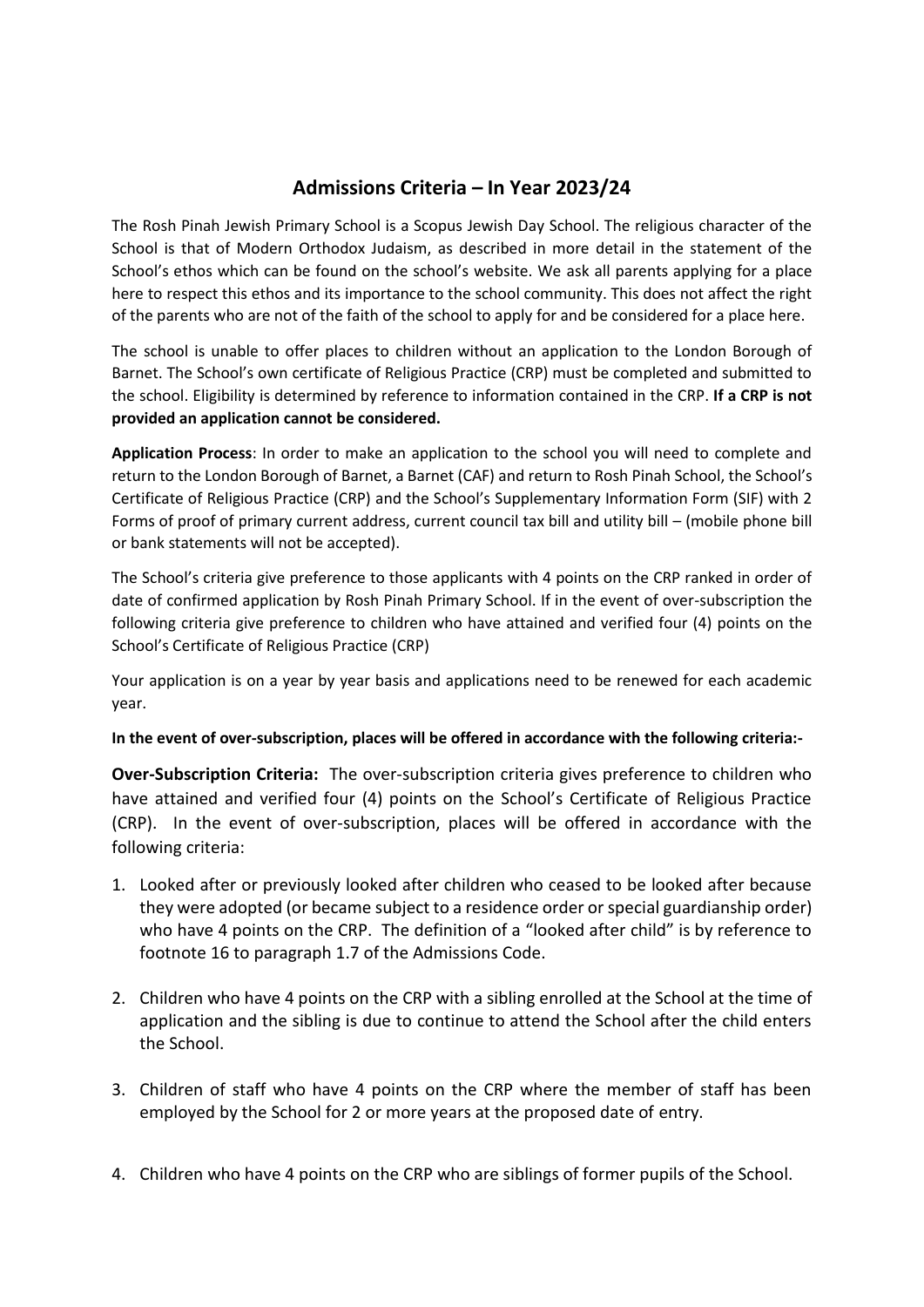## Admissions Criteria – In Year 2023/24

The Rosh Pinah Jewish Primary School is a Scopus Jewish Day School. The religious character of the School is that of Modern Orthodox Judaism, as described in more detail in the statement of the School's ethos which can be found on the school's website. We ask all parents applying for a place here to respect this ethos and its importance to the school community. This does not affect the right of the parents who are not of the faith of the school to apply for and be considered for a place here.

The school is unable to offer places to children without an application to the London Borough of Barnet. The School's own certificate of Religious Practice (CRP) must be completed and submitted to the school. Eligibility is determined by reference to information contained in the CRP. **If a CRP is not provided an application cannot be considered.**

**Application Process**: In order to make an application to the school you will need to complete and return to the London Borough of Barnet, a Barnet (CAF) and return to Rosh Pinah School, the School's Certificate of Religious Practice (CRP) and the School's Supplementary Information Form (SIF) with 2 Forms of proof of primary current address, current council tax bill and utility bill – (mobile phone bill or bank statements will not be accepted).

The School's criteria give preference to those applicants with 4 points on the CRP ranked in order of date of confirmed application by Rosh Pinah Primary School. If in the event of over-subscription the following criteria give preference to children who have attained and verified four (4) points on the School's Certificate of Religious Practice (CRP)

Your application is on a year by year basis and applications need to be renewed for each academic year.

**In the event of over-subscription, places will be offered in accordance with the following criteria:-**

**Over-Subscription Criteria:** The over-subscription criteria gives preference to children who have attained and verified four (4) points on the School's Certificate of Religious Practice (CRP). In the event of over-subscription, places will be offered in accordance with the following criteria:

1. Looked after or previously looked after children who ceased to be looked after because they were adopted (or became subject to a residence order or special guardianship order) who have 4 points on the CRP. The definition of a "looked after child" is by reference to footnote 16 to paragraph 1.7 of the Admissions Code.

2. Children who have 4 points on the CRP with a sibling enrolled at the School at the time of application and the sibling is due to continue to attend the School after the child enters the School.

3. Children of staff who have 4 points on the CRP where the member of staff has been employed by the School for 2 or more years at the proposed date of entry.

4. Children who have 4 points on the CRP who are siblings of former pupils of the School.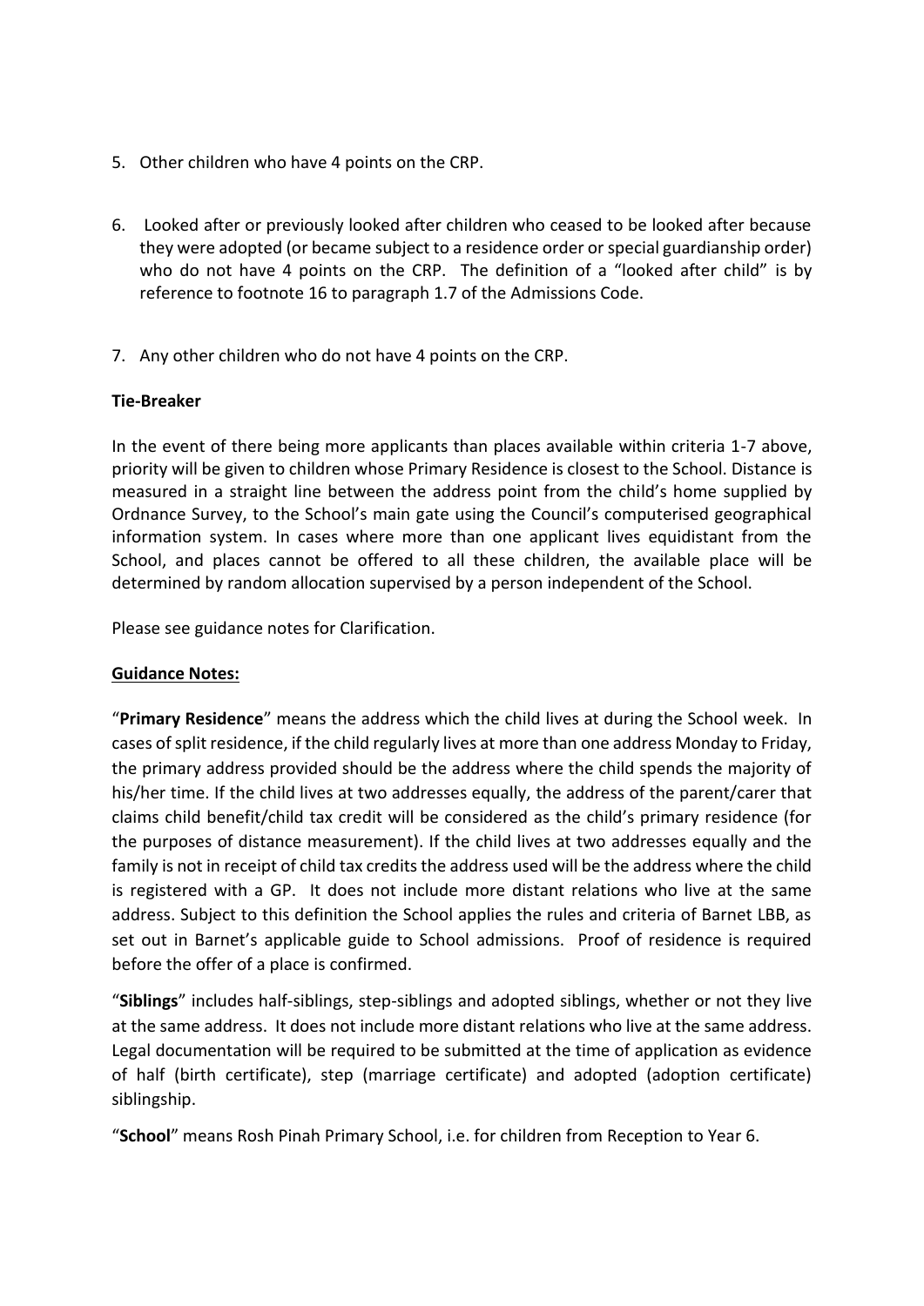5. Other children who have 4 points on the CRP.

6. Looked after or previously looked after children who ceased to be looked after because they were adopted (or became subject to a residence order or special guardianship order) who do not have 4 points on the CRP. The definition of a "looked after child" is by reference to footnote 16 to paragraph 1.7 of the Admissions Code.

7. Any other children who do not have 4 points on the CRP.

**Tie-Breaker**

In the event of there being more applicants than places available within criteria 1-7 above, priority will be given to children whose Primary Residence is closest to the School. Distance is measured in a straight line between the address point from the child's home supplied by Ordnance Survey, to the School's main gate using the Council's computerised geographical information system. In cases where more than one applicant lives equidistant from the School, and places cannot be offered to all these children, the available place will be determined by random allocation supervised by a person independent of the School.

Please see guidance notes for Clarification.

**Guidance Notes:**

"**Primary Residence**" means the address which the child lives at during the School week. In cases of split residence, if the child regularly lives at more than one address Monday to Friday, the primary address provided should be the address where the child spends the majority of his/her time. If the child lives at two addresses equally, the address of the parent/carer that claims child benefit/child tax credit will be considered as the child's primary residence (for the purposes of distance measurement). If the child lives at two addresses equally and the family is not in receipt of child tax credits the address used will be the address where the child is registered with a GP. It does not include more distant relations who live at the same address. Subject to this definition the School applies the rules and criteria of Barnet LBB, as set out in Barnet's applicable guide to School admissions. Proof of residence is required before the offer of a place is confirmed.

"**Siblings**" includes half-siblings, step-siblings and adopted siblings, whether or not they live at the same address. It does not include more distant relations who live at the same address. Legal documentation will be required to be submitted at the time of application as evidence of half (birth certificate), step (marriage certificate) and adopted (adoption certificate) siblingship.

"**School**" means Rosh Pinah Primary School, i.e. for children from Reception to Year 6.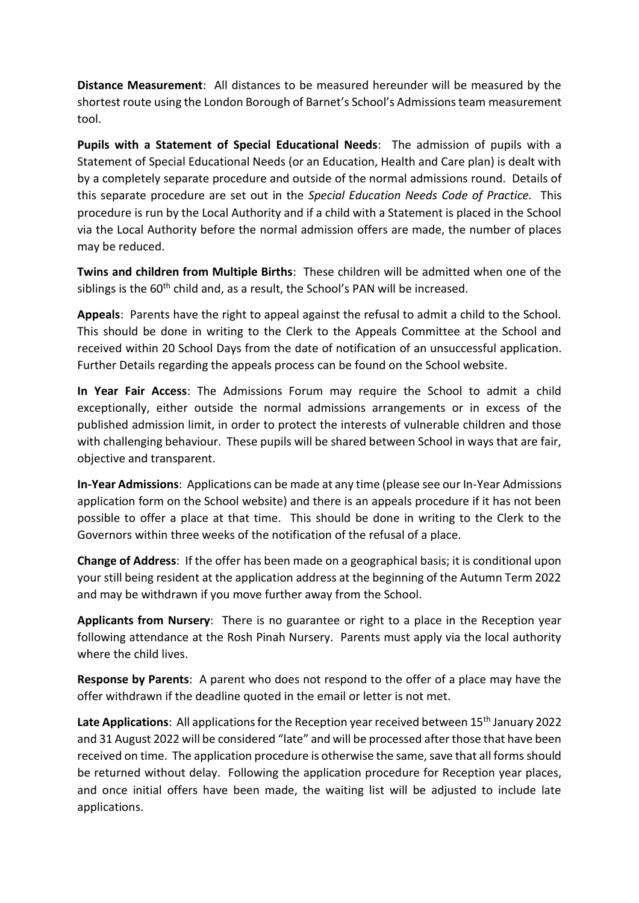**Distance Measurement**: All distances to be measured hereunder will be measured by the shortest route using the London Borough of Barnet's School's Admissions team measurement tool.

**Pupils with a Statement of Special Educational Needs**: The admission of pupils with a Statement of Special Educational Needs (or an Education, Health and Care plan) is dealt with by a completely separate procedure and outside of the normal admissions round. Details of this separate procedure are set out in the *Special Education Needs Code of Practice.* This procedure is run by the Local Authority and if a child with a Statement is placed in the School via the Local Authority before the normal admission offers are made, the number of places may be reduced.

**Twins and children from Multiple Births**: These children will be admitted when one of the siblings is the 60th child and, as a result, the School's PAN will be increased.

**Appeals**: Parents have the right to appeal against the refusal to admit a child to the School. This should be done in writing to the Clerk to the Appeals Committee at the School and received within 20 School Days from the date of notification of an unsuccessful application. Further Details regarding the appeals process can be found on the School website.

**In Year Fair Access**: The Admissions Forum may require the School to admit a child exceptionally, either outside the normal admissions arrangements or in excess of the published admission limit, in order to protect the interests of vulnerable children and those with challenging behaviour. These pupils will be shared between School in ways that are fair, objective and transparent.

**In-Year Admissions**: Applications can be made at any time (please see our In-Year Admissions application form on the School website) and there is an appeals procedure if it has not been possible to offer a place at that time. This should be done in writing to the Clerk to the Governors within three weeks of the notification of the refusal of a place.

**Change of Address**: If the offer has been made on a geographical basis; it is conditional upon your still being resident at the application address at the beginning of the Autumn Term 2022 and may be withdrawn if you move further away from the School.

**Applicants from Nursery**: There is no guarantee or right to a place in the Reception year following attendance at the Rosh Pinah Nursery. Parents must apply via the local authority where the child lives.

**Response by Parents**: A parent who does not respond to the offer of a place may have the offer withdrawn if the deadline quoted in the email or letter is not met.

**Late Applications**: All applications for the Reception year received between 15th January 2022 and 31 August 2022 will be considered "late" and will be processed after those that have been received on time. The application procedure is otherwise the same, save that all forms should be returned without delay. Following the application procedure for Reception year places, and once initial offers have been made, the waiting list will be adjusted to include late applications.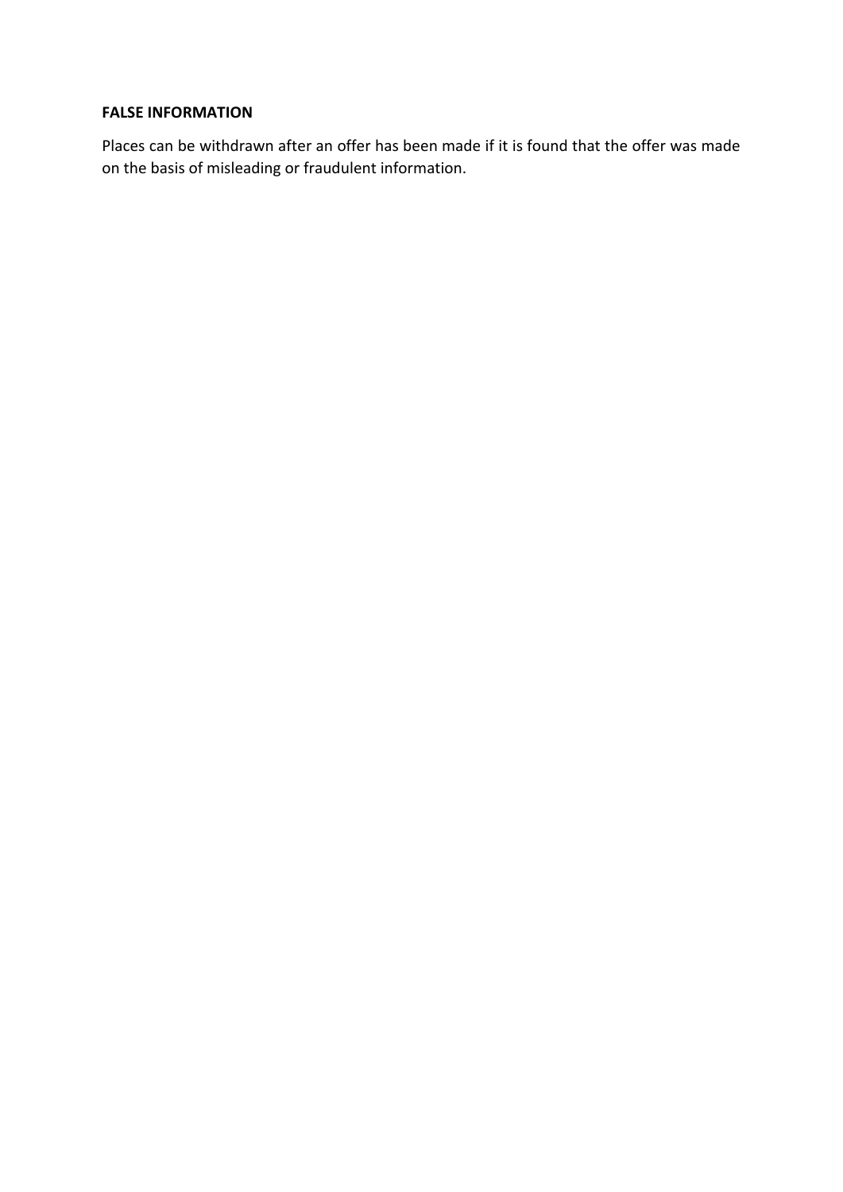**FALSE INFORMATION**

Places can be withdrawn after an offer has been made if it is found that the offer was made on the basis of misleading or fraudulent information.